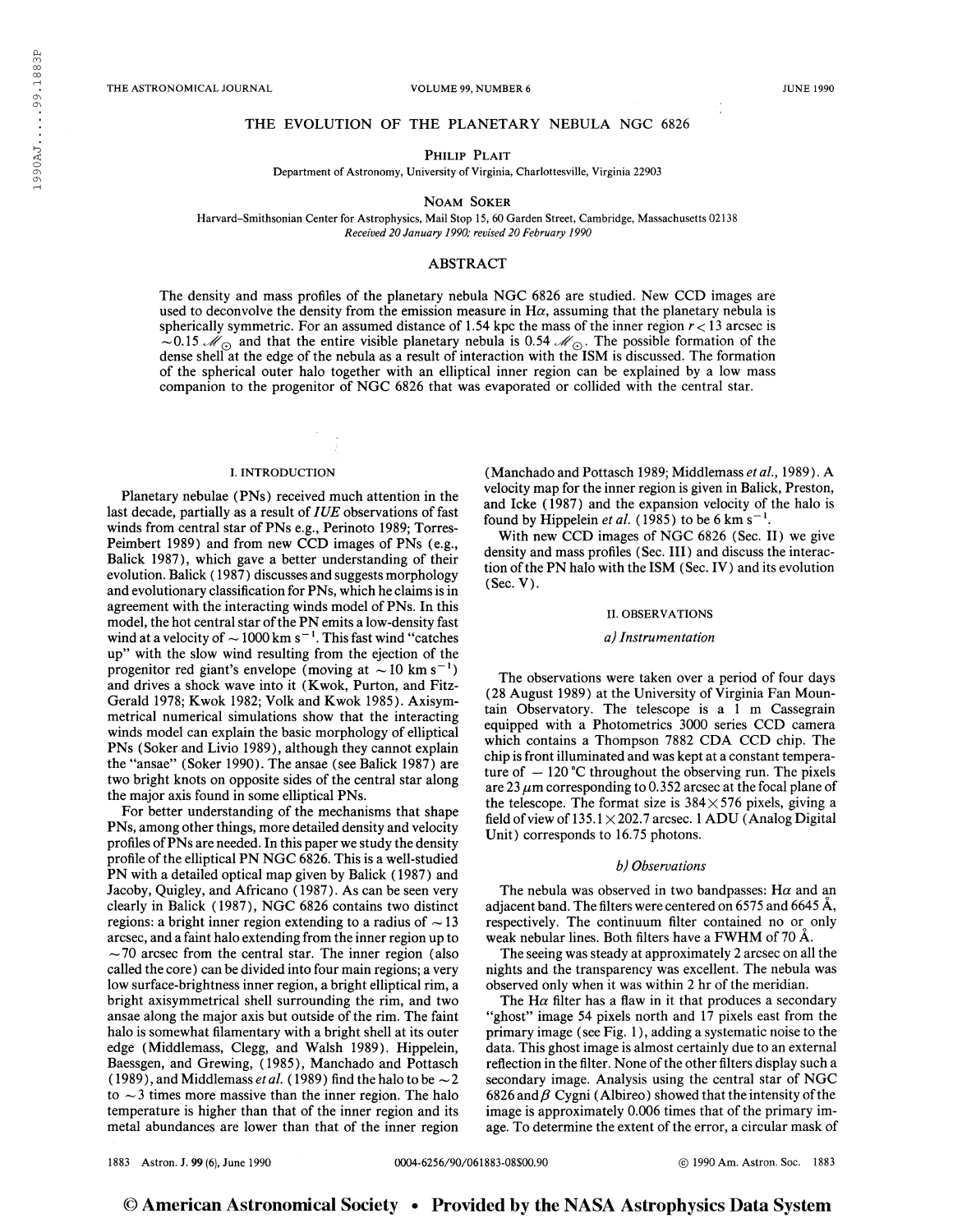# THE EVOLUTION OF THE PLANETARY NEBULA NGC 6826

PHILIP PLAIT

Department of Astronomy, University of Virginia, Charlottesville, Virginia 22903

NOAM SOKER

Harvard–Smithsonian Center for Astrophysics, Mail Stop 15, 60 Garden Street, Cambridge, Massachusetts 02138

*Received 20 January 1990; revised 20 February 1990*

## ABSTRACT

The density and mass profiles of the planetary nebula NGC 6826 are studied. New CCD images are used to deconvolve the density from the emission measure in Hα, assuming that the planetary nebula is spherically symmetric. For an assumed distance of 1.54 kpc the mass of the inner region $r < 13$ arcsec is $\sim 0.15\ \mathscr{M}_\odot$ and that the entire visible planetary nebula is $0.54\ \mathscr{M}_\odot$. The possible formation of the dense shell at the edge of the nebula as a result of interaction with the ISM is discussed. The formation of the spherical outer halo together with an elliptical inner region can be explained by a low mass companion to the progenitor of NGC 6826 that was evaporated or collided with the central star.

## I. INTRODUCTION

Planetary nebulae (PNs) received much attention in the last decade, partially as a result of *IUE* observations of fast winds from central star of PNs e.g., Perinoto 1989; Torres-Peimbert 1989) and from new CCD images of PNs (e.g., Balick 1987), which gave a better understanding of their evolution. Balick (1987) discusses and suggests morphology and evolutionary classification for PNs, which he claims is in agreement with the interacting winds model of PNs. In this model, the hot central star of the PN emits a low-density fast wind at a velocity of $\sim 1000$ km s$^{-1}$. This fast wind "catches up" with the slow wind resulting from the ejection of the progenitor red giant's envelope (moving at $\sim 10$ km s$^{-1}$) and drives a shock wave into it (Kwok, Purton, and Fitz-Gerald 1978; Kwok 1982; Volk and Kwok 1985). Axisymmetrical numerical simulations show that the interacting winds model can explain the basic morphology of elliptical PNs (Soker and Livio 1989), although they cannot explain the "ansae" (Soker 1990). The ansae (see Balick 1987) are two bright knots on opposite sides of the central star along the major axis found in some elliptical PNs.

For better understanding of the mechanisms that shape PNs, among other things, more detailed density and velocity profiles of PNs are needed. In this paper we study the density profile of the elliptical PN NGC 6826. This is a well-studied PN with a detailed optical map given by Balick (1987) and Jacoby, Quigley, and Africano (1987). As can be seen very clearly in Balick (1987), NGC 6826 contains two distinct regions: a bright inner region extending to a radius of $\sim 13$ arcsec, and a faint halo extending from the inner region up to $\sim 70$ arcsec from the central star. The inner region (also called the core) can be divided into four main regions; a very low surface-brightness inner region, a bright elliptical rim, a bright axisymmetrical shell surrounding the rim, and two ansae along the major axis but outside of the rim. The faint halo is somewhat filamentary with a bright shell at its outer edge (Middlemass, Clegg, and Walsh 1989). Hippelein, Baessgen, and Grewing, (1985), Manchado and Pottasch (1989), and Middlemass *et al.* (1989) find the halo to be $\sim 2$ to $\sim 3$ times more massive than the inner region. The halo temperature is higher than that of the inner region and its metal abundances are lower than that of the inner region (Manchado and Pottasch 1989; Middlemass *et al.*, 1989). A velocity map for the inner region is given in Balick, Preston, and Icke (1987) and the expansion velocity of the halo is found by Hippelein *et al.* (1985) to be 6 km s$^{-1}$.

With new CCD images of NGC 6826 (Sec. II) we give density and mass profiles (Sec. III) and discuss the interaction of the PN halo with the ISM (Sec. IV) and its evolution (Sec. V).

## II. OBSERVATIONS

### *a) Instrumentation*

The observations were taken over a period of four days (28 August 1989) at the University of Virginia Fan Mountain Observatory. The telescope is a 1 m Cassegrain equipped with a Photometrics 3000 series CCD camera which contains a Thompson 7882 CDA CCD chip. The chip is front illuminated and was kept at a constant temperature of $-120$ °C throughout the observing run. The pixels are 23 μm corresponding to 0.352 arcsec at the focal plane of the telescope. The format size is $384 \times 576$ pixels, giving a field of view of $135.1 \times 202.7$ arcsec. 1 ADU (Analog Digital Unit) corresponds to 16.75 photons.

### *b) Observations*

The nebula was observed in two bandpasses: Hα and an adjacent band. The filters were centered on 6575 and 6645 Å, respectively. The continuum filter contained no or only weak nebular lines. Both filters have a FWHM of 70 Å.

The seeing was steady at approximately 2 arcsec on all the nights and the transparency was excellent. The nebula was observed only when it was within 2 hr of the meridian.

The Hα filter has a flaw in it that produces a secondary "ghost" image 54 pixels north and 17 pixels east from the primary image (see Fig. 1), adding a systematic noise to the data. This ghost image is almost certainly due to an external reflection in the filter. None of the other filters display such a secondary image. Analysis using the central star of NGC 6826 and β Cygni (Albireo) showed that the intensity of the image is approximately 0.006 times that of the primary image. To determine the extent of the error, a circular mask of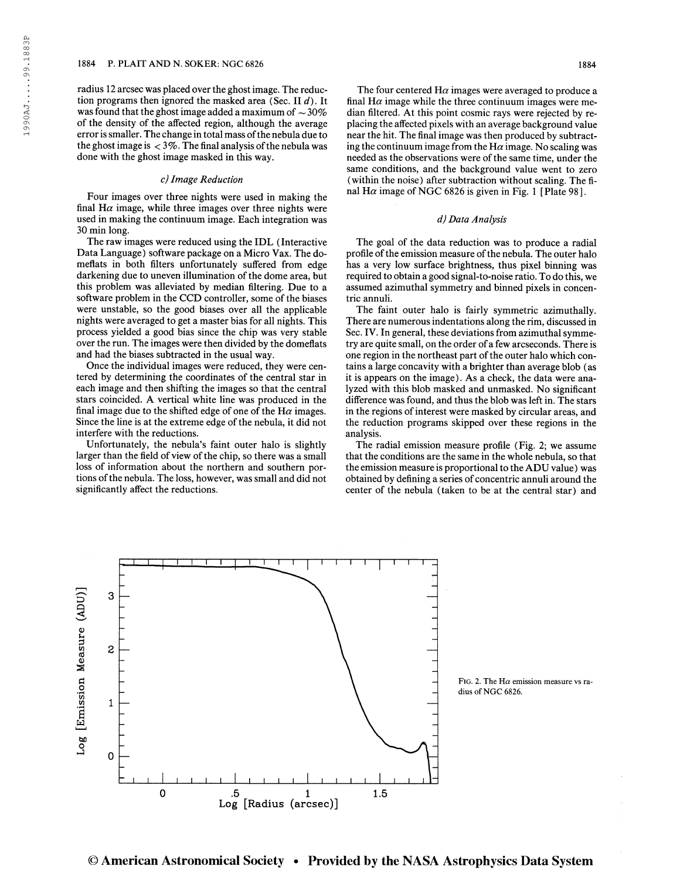radius 12 arcsec was placed over the ghost image. The reduction programs then ignored the masked area (Sec. II *d*). It was found that the ghost image added a maximum of $\sim 30\%$ of the density of the affected region, although the average error is smaller. The change in total mass of the nebula due to the ghost image is $< 3\%$. The final analysis of the nebula was done with the ghost image masked in this way.

### *c) Image Reduction*

Four images over three nights were used in making the final H$\alpha$ image, while three images over three nights were used in making the continuum image. Each integration was 30 min long.

The raw images were reduced using the IDL (Interactive Data Language) software package on a Micro Vax. The domeflats in both filters unfortunately suffered from edge darkening due to uneven illumination of the dome area, but this problem was alleviated by median filtering. Due to a software problem in the CCD controller, some of the biases were unstable, so the good biases over all the applicable nights were averaged to get a master bias for all nights. This process yielded a good bias since the chip was very stable over the run. The images were then divided by the domeflats and had the biases subtracted in the usual way.

Once the individual images were reduced, they were centered by determining the coordinates of the central star in each image and then shifting the images so that the central stars coincided. A vertical white line was produced in the final image due to the shifted edge of one of the H$\alpha$ images. Since the line is at the extreme edge of the nebula, it did not interfere with the reductions.

Unfortunately, the nebula's faint outer halo is slightly larger than the field of view of the chip, so there was a small loss of information about the northern and southern portions of the nebula. The loss, however, was small and did not significantly affect the reductions.

The four centered H$\alpha$ images were averaged to produce a final H$\alpha$ image while the three continuum images were median filtered. At this point cosmic rays were rejected by replacing the affected pixels with an average background value near the hit. The final image was then produced by subtracting the continuum image from the H$\alpha$ image. No scaling was needed as the observations were of the same time, under the same conditions, and the background value went to zero (within the noise) after subtraction without scaling. The final H$\alpha$ image of NGC 6826 is given in Fig. 1 [Plate 98].

### *d) Data Analysis*

The goal of the data reduction was to produce a radial profile of the emission measure of the nebula. The outer halo has a very low surface brightness, thus pixel binning was required to obtain a good signal-to-noise ratio. To do this, we assumed azimuthal symmetry and binned pixels in concentric annuli.

The faint outer halo is fairly symmetric azimuthally. There are numerous indentations along the rim, discussed in Sec. IV. In general, these deviations from azimuthal symmetry are quite small, on the order of a few arcseconds. There is one region in the northeast part of the outer halo which contains a large concavity with a brighter than average blob (as it is appears on the image). As a check, the data were analyzed with this blob masked and unmasked. No significant difference was found, and thus the blob was left in. The stars in the regions of interest were masked by circular areas, and the reduction programs skipped over these regions in the analysis.

The radial emission measure profile (Fig. 2; we assume that the conditions are the same in the whole nebula, so that the emission measure is proportional to the ADU value) was obtained by defining a series of concentric annuli around the center of the nebula (taken to be at the central star) and

FIG. 2. The H$\alpha$ emission measure vs radius of NGC 6826.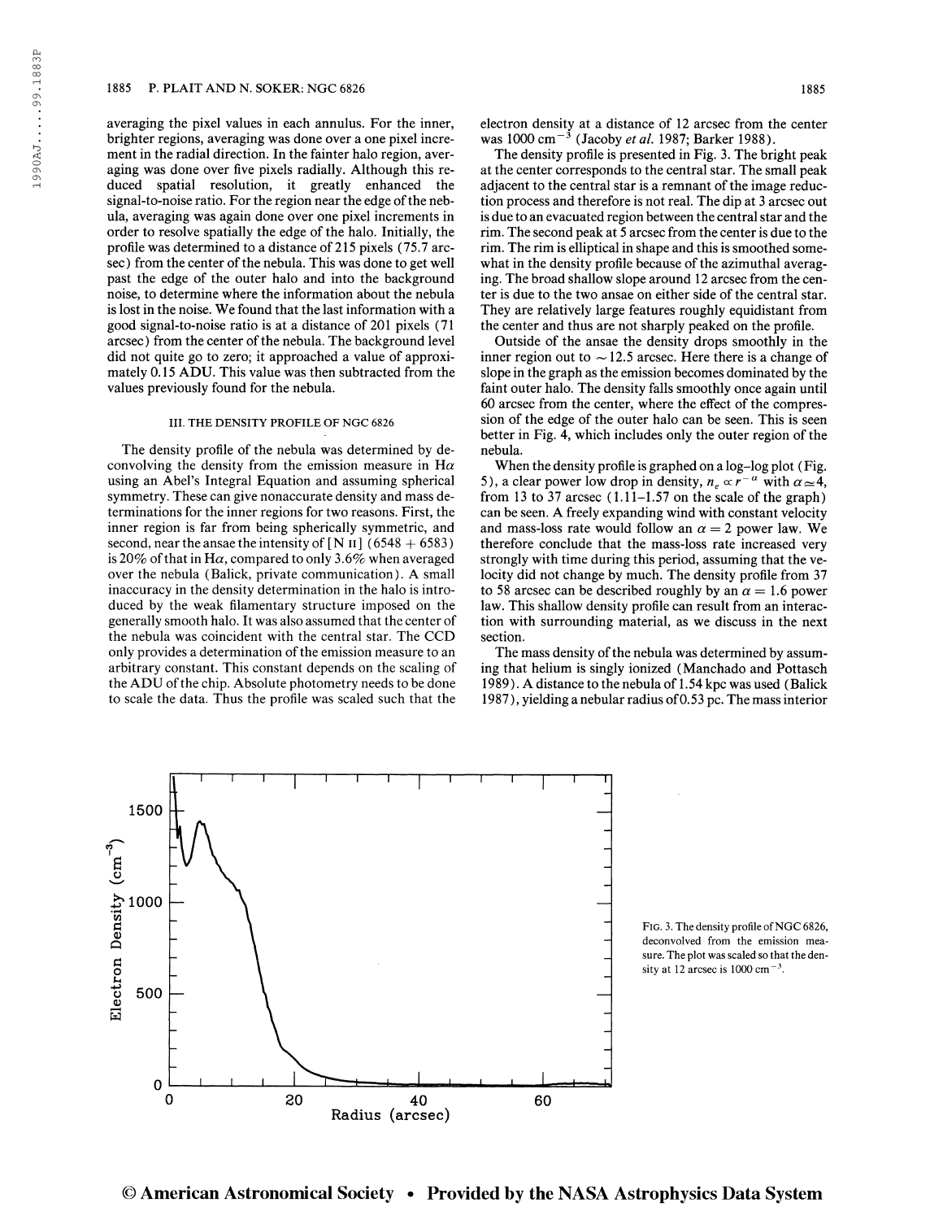averaging the pixel values in each annulus. For the inner, brighter regions, averaging was done over a one pixel increment in the radial direction. In the fainter halo region, averaging was done over five pixels radially. Although this reduced spatial resolution, it greatly enhanced the signal-to-noise ratio. For the region near the edge of the nebula, averaging was again done over one pixel increments in order to resolve spatially the edge of the halo. Initially, the profile was determined to a distance of 215 pixels (75.7 arcsec) from the center of the nebula. This was done to get well past the edge of the outer halo and into the background noise, to determine where the information about the nebula is lost in the noise. We found that the last information with a good signal-to-noise ratio is at a distance of 201 pixels (71 arcsec) from the center of the nebula. The background level did not quite go to zero; it approached a value of approximately 0.15 ADU. This value was then subtracted from the values previously found for the nebula.

### III. THE DENSITY PROFILE OF NGC 6826

The density profile of the nebula was determined by deconvolving the density from the emission measure in H$\alpha$ using an Abel's Integral Equation and assuming spherical symmetry. These can give nonaccurate density and mass determinations for the inner regions for two reasons. First, the inner region is far from being spherically symmetric, and second, near the ansae the intensity of [N II] (6548 + 6583) is 20% of that in H$\alpha$, compared to only 3.6% when averaged over the nebula (Balick, private communication). A small inaccuracy in the density determination in the halo is introduced by the weak filamentary structure imposed on the generally smooth halo. It was also assumed that the center of the nebula was coincident with the central star. The CCD only provides a determination of the emission measure to an arbitrary constant. This constant depends on the scaling of the ADU of the chip. Absolute photometry needs to be done to scale the data. Thus the profile was scaled such that the electron density at a distance of 12 arcsec from the center was 1000 cm$^{-3}$ (Jacoby *et al.* 1987; Barker 1988).

The density profile is presented in Fig. 3. The bright peak at the center corresponds to the central star. The small peak adjacent to the central star is a remnant of the image reduction process and therefore is not real. The dip at 3 arcsec out is due to an evacuated region between the central star and the rim. The second peak at 5 arcsec from the center is due to the rim. The rim is elliptical in shape and this is smoothed somewhat in the density profile because of the azimuthal averaging. The broad shallow slope around 12 arcsec from the center is due to the two ansae on either side of the central star. They are relatively large features roughly equidistant from the center and thus are not sharply peaked on the profile.

Outside of the ansae the density drops smoothly in the inner region out to ~12.5 arcsec. Here there is a change of slope in the graph as the emission becomes dominated by the faint outer halo. The density falls smoothly once again until 60 arcsec from the center, where the effect of the compression of the edge of the outer halo can be seen. This is seen better in Fig. 4, which includes only the outer region of the nebula.

When the density profile is graphed on a log–log plot (Fig. 5), a clear power low drop in density, $n_e \propto r^{-\alpha}$ with $\alpha \simeq 4$, from 13 to 37 arcsec (1.11–1.57 on the scale of the graph) can be seen. A freely expanding wind with constant velocity and mass-loss rate would follow an $\alpha = 2$ power law. We therefore conclude that the mass-loss rate increased very strongly with time during this period, assuming that the velocity did not change by much. The density profile from 37 to 58 arcsec can be described roughly by an $\alpha = 1.6$ power law. This shallow density profile can result from an interaction with surrounding material, as we discuss in the next section.

The mass density of the nebula was determined by assuming that helium is singly ionized (Manchado and Pottasch 1989). A distance to the nebula of 1.54 kpc was used (Balick 1987), yielding a nebular radius of 0.53 pc. The mass interior

FIG. 3. The density profile of NGC 6826, deconvolved from the emission measure. The plot was scaled so that the density at 12 arcsec is 1000 cm$^{-3}$.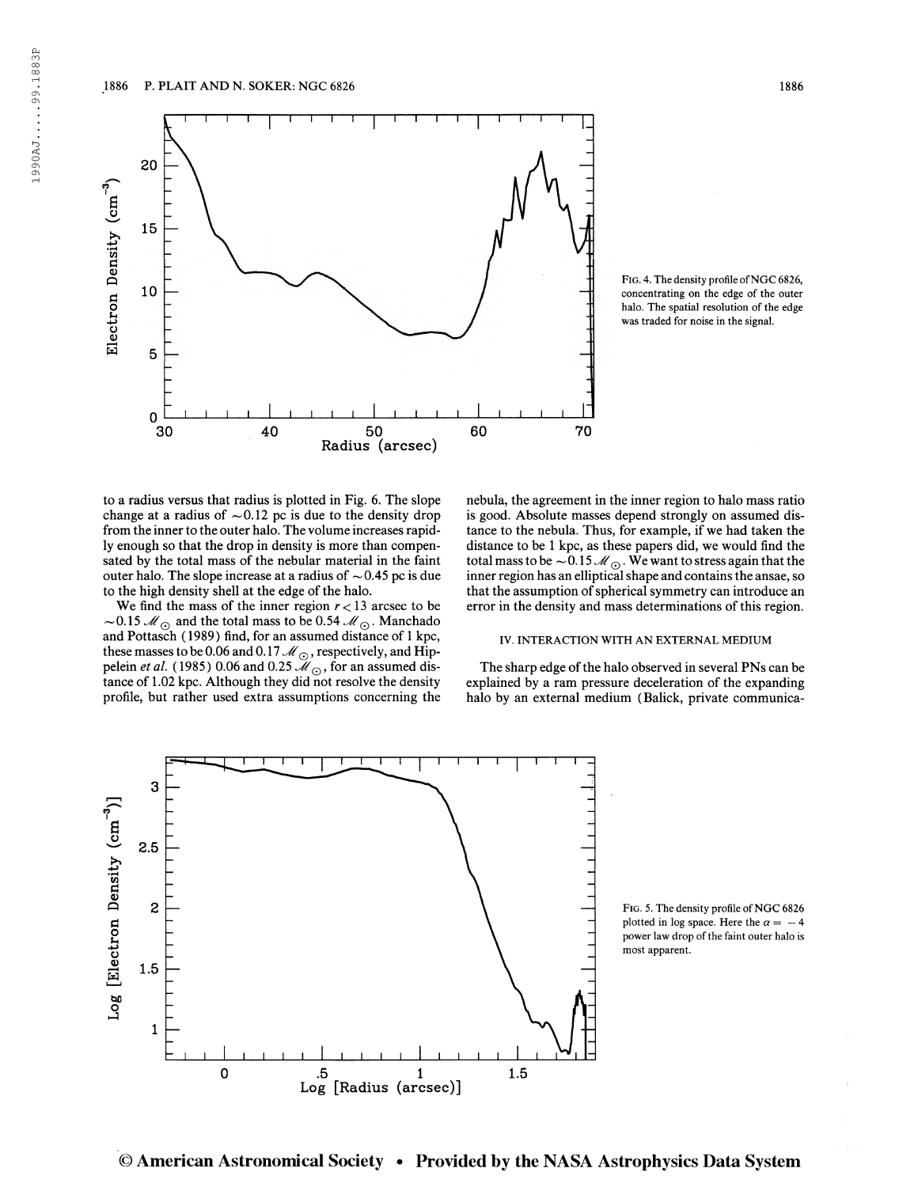FIG. 4. The density profile of NGC 6826, concentrating on the edge of the outer halo. The spatial resolution of the edge was traded for noise in the signal.

to a radius versus that radius is plotted in Fig. 6. The slope change at a radius of ~0.12 pc is due to the density drop from the inner to the outer halo. The volume increases rapidly enough so that the drop in density is more than compensated by the total mass of the nebular material in the faint outer halo. The slope increase at a radius of ~0.45 pc is due to the high density shell at the edge of the halo.

We find the mass of the inner region $r < 13$ arcsec to be $\sim 0.15\,\mathscr{M}_\odot$ and the total mass to be $0.54\,\mathscr{M}_\odot$. Manchado and Pottasch (1989) find, for an assumed distance of 1 kpc, these masses to be 0.06 and $0.17\,\mathscr{M}_\odot$, respectively, and Hippelein *et al.* (1985) 0.06 and $0.25\,\mathscr{M}_\odot$, for an assumed distance of 1.02 kpc. Although they did not resolve the density profile, but rather used extra assumptions concerning the nebula, the agreement in the inner region to halo mass ratio is good. Absolute masses depend strongly on assumed distance to the nebula. Thus, for example, if we had taken the distance to be 1 kpc, as these papers did, we would find the total mass to be $\sim 0.15\,\mathscr{M}_\odot$. We want to stress again that the inner region has an elliptical shape and contains the ansae, so that the assumption of spherical symmetry can introduce an error in the density and mass determinations of this region.

## IV. INTERACTION WITH AN EXTERNAL MEDIUM

The sharp edge of the halo observed in several PNs can be explained by a ram pressure deceleration of the expanding halo by an external medium (Balick, private communica-

FIG. 5. The density profile of NGC 6826 plotted in log space. Here the $\alpha = -4$ power law drop of the faint outer halo is most apparent.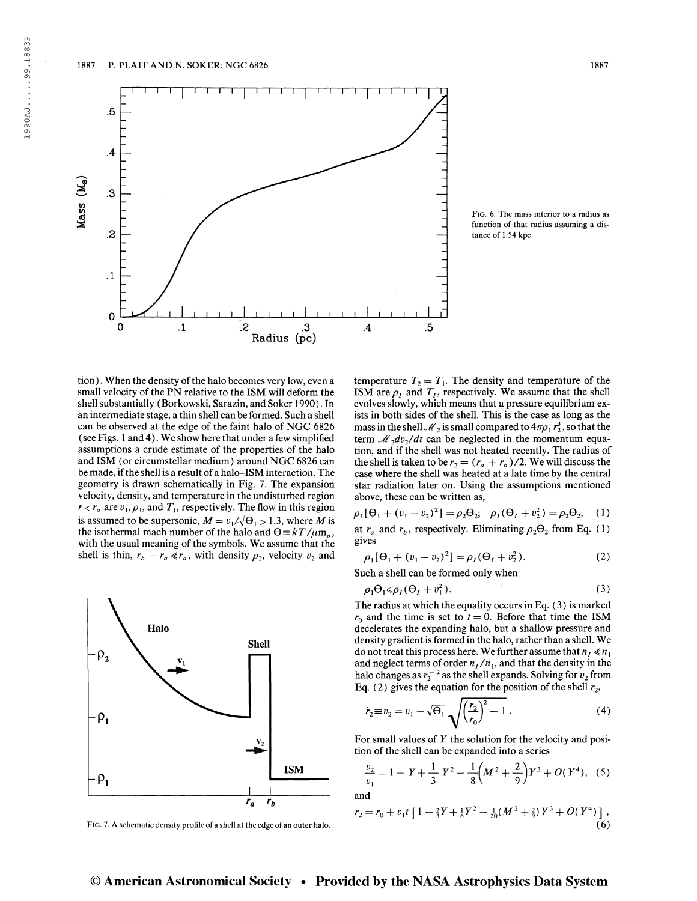FIG. 6. The mass interior to a radius as function of that radius assuming a distance of 1.54 kpc.

tion). When the density of the halo becomes very low, even a small velocity of the PN relative to the ISM will deform the shell substantially (Borkowski, Sarazin, and Soker 1990). In an intermediate stage, a thin shell can be formed. Such a shell can be observed at the edge of the faint halo of NGC 6826 (see Figs. 1 and 4). We show here that under a few simplified assumptions a crude estimate of the properties of the halo and ISM (or circumstellar medium) around NGC 6826 can be made, if the shell is a result of a halo–ISM interaction. The geometry is drawn schematically in Fig. 7. The expansion velocity, density, and temperature in the undisturbed region $r < r_a$ are $v_1, \rho_1$, and $T_1$, respectively. The flow in this region is assumed to be supersonic, $M = v_1/\sqrt{\Theta_1} > 1.3$, where $M$ is the isothermal mach number of the halo and $\Theta \equiv kT/\mu m_p$, with the usual meaning of the symbols. We assume that the shell is thin, $r_b - r_a \ll r_a$, with density $\rho_2$, velocity $v_2$ and temperature $T_2 = T_1$. The density and temperature of the ISM are $\rho_I$ and $T_I$, respectively. We assume that the shell evolves slowly, which means that a pressure equilibrium exists in both sides of the shell. This is the case as long as the mass in the shell $\mathscr{M}_2$ is small compared to $4\pi\rho_1 r_2^3$, so that the term $\mathscr{M}_2 dv_2/dt$ can be neglected in the momentum equation, and if the shell was not heated recently. The radius of the shell is taken to be $r_2 = (r_a + r_b)/2$. We will discuss the case where the shell was heated at a late time by the central star radiation later on. Using the assumptions mentioned above, these can be written as,

$$\rho_1[\Theta_1 + (v_1 - v_2)^2] = \rho_2\Theta_2; \quad \rho_I(\Theta_I + v_2^2) = \rho_2\Theta_2, \quad (1)$$

at $r_a$ and $r_b$, respectively. Eliminating $\rho_2\Theta_2$ from Eq. (1) gives

$$\rho_1[\Theta_1 + (v_1 - v_2)^2] = \rho_I(\Theta_I + v_2^2). \quad (2)$$

Such a shell can be formed only when

$$\rho_1\Theta_1 \leqslant \rho_I(\Theta_I + v_1^2). \quad (3)$$

The radius at which the equality occurs in Eq. (3) is marked $r_0$ and the time is set to $t = 0$. Before that time the ISM decelerates the expanding halo, but a shallow pressure and density gradient is formed in the halo, rather than a shell. We do not treat this process here. We further assume that $n_I \ll n_1$ and neglect terms of order $n_I/n_1$, and that the density in the halo changes as $r_2^{-2}$ as the shell expands. Solving for $v_2$ from Eq. (2) gives the equation for the position of the shell $r_2$,

$$\dot{r}_2 \equiv v_2 = v_1 - \sqrt{\Theta_1}\sqrt{\left(\frac{r_2}{r_0}\right)^2 - 1}\,. \quad (4)$$

For small values of $Y$ the solution for the velocity and position of the shell can be expanded into a series

$$\frac{v_2}{v_1} = 1 - Y + \frac{1}{3}Y^2 - \frac{1}{8}\left(M^2 + \frac{2}{9}\right)Y^3 + O(Y^4), \quad (5)$$

and

$$r_2 = r_0 + v_1 t\left[1 - \tfrac{2}{3}Y + \tfrac{1}{6}Y^2 - \tfrac{1}{20}(M^2 + \tfrac{2}{9})Y^3 + O(Y^4)\right], \quad (6)$$

FIG. 7. A schematic density profile of a shell at the edge of an outer halo.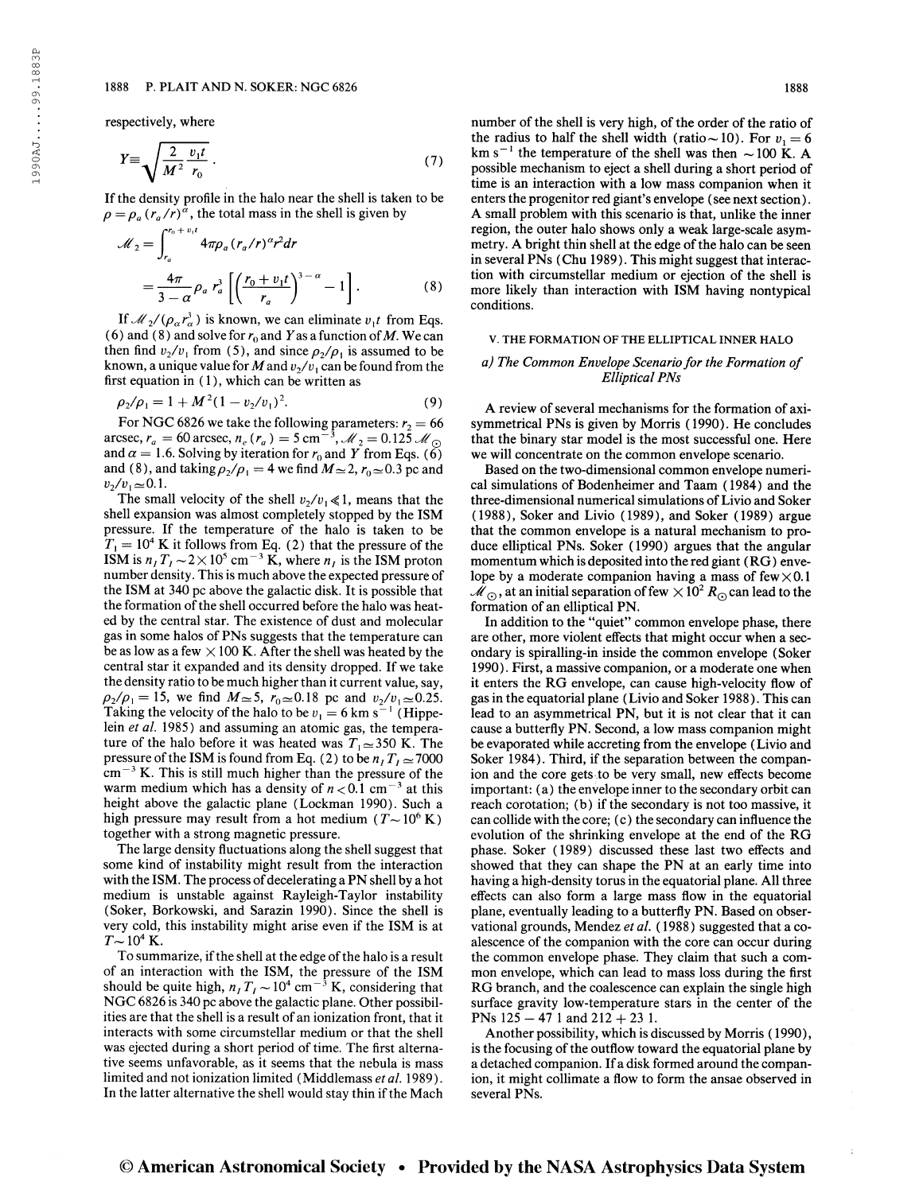respectively, where

$$Y \equiv \sqrt{\frac{2}{M^2}\frac{v_1 t}{r_0}}. \tag{7}$$

If the density profile in the halo near the shell is taken to be $\rho = \rho_a (r_a/r)^\alpha$, the total mass in the shell is given by

$$\mathscr{M}_2 = \int_{r_a}^{r_0 + v_1 t} 4\pi \rho_a (r_a/r)^\alpha r^2 dr$$

$$= \frac{4\pi}{3-\alpha}\rho_a r_a^3 \left[\left(\frac{r_0 + v_1 t}{r_a}\right)^{3-\alpha} - 1\right]. \tag{8}$$

If $\mathscr{M}_2/(\rho_a r_a^3)$ is known, we can eliminate $v_1 t$ from Eqs. (6) and (8) and solve for $r_0$ and $Y$ as a function of $M$. We can then find $v_2/v_1$ from (5), and since $\rho_2/\rho_1$ is assumed to be known, a unique value for $M$ and $v_2/v_1$ can be found from the first equation in (1), which can be written as

$$\rho_2/\rho_1 = 1 + M^2(1 - v_2/v_1)^2. \tag{9}$$

For NGC 6826 we take the following parameters: $r_2 = 66$ arcsec, $r_a = 60$ arcsec, $n_e(r_a) = 5\ \mathrm{cm}^{-3}$, $\mathscr{M}_2 = 0.125\ \mathscr{M}_\odot$ and $\alpha = 1.6$. Solving by iteration for $r_0$ and $Y$ from Eqs. (6) and (8), and taking $\rho_2/\rho_1 = 4$ we find $M \simeq 2$, $r_0 \simeq 0.3$ pc and $v_2/v_1 \simeq 0.1$.

The small velocity of the shell $v_2/v_1 \ll 1$, means that the shell expansion was almost completely stopped by the ISM pressure. If the temperature of the halo is taken to be $T_1 = 10^4$ K it follows from Eq. (2) that the pressure of the ISM is $n_I T_I \sim 2\times 10^5\ \mathrm{cm}^{-3}$ K, where $n_I$ is the ISM proton number density. This is much above the expected pressure of the ISM at 340 pc above the galactic disk. It is possible that the formation of the shell occurred before the halo was heated by the central star. The existence of dust and molecular gas in some halos of PNs suggests that the temperature can be as low as a few $\times$ 100 K. After the shell was heated by the central star it expanded and its density dropped. If we take the density ratio to be much higher than it current value, say, $\rho_2/\rho_1 = 15$, we find $M \simeq 5$, $r_0 \simeq 0.18$ pc and $v_2/v_1 \simeq 0.25$. Taking the velocity of the halo to be $v_1 = 6\ \mathrm{km\ s}^{-1}$ (Hippelein *et al.* 1985) and assuming an atomic gas, the temperature of the halo before it was heated was $T_1 \simeq 350$ K. The pressure of the ISM is found from Eq. (2) to be $n_I T_I \simeq 7000\ \mathrm{cm}^{-3}$ K. This is still much higher than the pressure of the warm medium which has a density of $n < 0.1\ \mathrm{cm}^{-3}$ at this height above the galactic plane (Lockman 1990). Such a high pressure may result from a hot medium ($T \sim 10^6$ K) together with a strong magnetic pressure.

The large density fluctuations along the shell suggest that some kind of instability might result from the interaction with the ISM. The process of decelerating a PN shell by a hot medium is unstable against Rayleigh-Taylor instability (Soker, Borkowski, and Sarazin 1990). Since the shell is very cold, this instability might arise even if the ISM is at $T \sim 10^4$ K.

To summarize, if the shell at the edge of the halo is a result of an interaction with the ISM, the pressure of the ISM should be quite high, $n_I T_I \sim 10^4\ \mathrm{cm}^{-3}$ K, considering that NGC 6826 is 340 pc above the galactic plane. Other possibilities are that the shell is a result of an ionization front, that it interacts with some circumstellar medium or that the shell was ejected during a short period of time. The first alternative seems unfavorable, as it seems that the nebula is mass limited and not ionization limited (Middlemass *et al.* 1989). In the latter alternative the shell would stay thin if the Mach number of the shell is very high, of the order of the ratio of the radius to half the shell width (ratio ~ 10). For $v_1 = 6\ \mathrm{km\ s}^{-1}$ the temperature of the shell was then ~ 100 K. A possible mechanism to eject a shell during a short period of time is an interaction with a low mass companion when it enters the progenitor red giant's envelope (see next section). A small problem with this scenario is that, unlike the inner region, the outer halo shows only a weak large-scale asymmetry. A bright thin shell at the edge of the halo can be seen in several PNs (Chu 1989). This might suggest that interaction with circumstellar medium or ejection of the shell is more likely than interaction with ISM having nontypical conditions.

## V. THE FORMATION OF THE ELLIPTICAL INNER HALO

### *a) The Common Envelope Scenario for the Formation of Elliptical PNs*

A review of several mechanisms for the formation of axisymmetrical PNs is given by Morris (1990). He concludes that the binary star model is the most successful one. Here we will concentrate on the common envelope scenario.

Based on the two-dimensional common envelope numerical simulations of Bodenheimer and Taam (1984) and the three-dimensional numerical simulations of Livio and Soker (1988), Soker and Livio (1989), and Soker (1989) argue that the common envelope is a natural mechanism to produce elliptical PNs. Soker (1990) argues that the angular momentum which is deposited into the red giant (RG) envelope by a moderate companion having a mass of few $\times$ 0.1 $\mathscr{M}_\odot$, at an initial separation of few $\times 10^2\ R_\odot$ can lead to the formation of an elliptical PN.

In addition to the "quiet" common envelope phase, there are other, more violent effects that might occur when a secondary is spiralling-in inside the common envelope (Soker 1990). First, a massive companion, or a moderate one when it enters the RG envelope, can cause high-velocity flow of gas in the equatorial plane (Livio and Soker 1988). This can lead to an asymmetrical PN, but it is not clear that it can cause a butterfly PN. Second, a low mass companion might be evaporated while accreting from the envelope (Livio and Soker 1984). Third, if the separation between the companion and the core gets to be very small, new effects become important: (a) the envelope inner to the secondary orbit can reach corotation; (b) if the secondary is not too massive, it can collide with the core; (c) the secondary can influence the evolution of the shrinking envelope at the end of the RG phase. Soker (1989) discussed these last two effects and showed that they can shape the PN at an early time into having a high-density torus in the equatorial plane. All three effects can also form a large mass flow in the equatorial plane, eventually leading to a butterfly PN. Based on observational grounds, Mendez *et al.* (1988) suggested that a coalescence of the companion with the core can occur during the common envelope phase. They claim that such a common envelope, which can lead to mass loss during the first RG branch, and the coalescence can explain the single high surface gravity low-temperature stars in the center of the PNs 125 − 47 1 and 212 + 23 1.

Another possibility, which is discussed by Morris (1990), is the focusing of the outflow toward the equatorial plane by a detached companion. If a disk formed around the companion, it might collimate a flow to form the ansae observed in several PNs.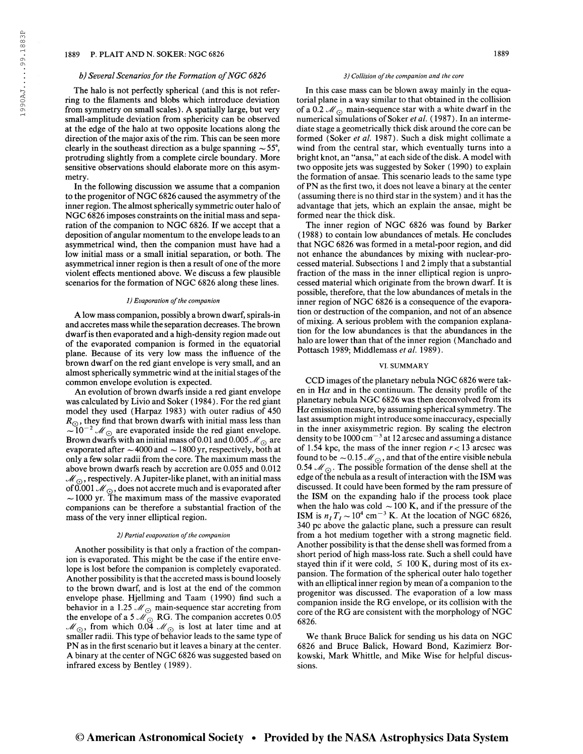### b) Several Scenarios for the Formation of NGC 6826

The halo is not perfectly spherical (and this is not referring to the filaments and blobs which introduce deviation from symmetry on small scales). A spatially large, but very small-amplitude deviation from sphericity can be observed at the edge of the halo at two opposite locations along the direction of the major axis of the rim. This can be seen more clearly in the southeast direction as a bulge spanning $\sim 55°$, protruding slightly from a complete circle boundary. More sensitive observations should elaborate more on this asymmetry.

In the following discussion we assume that a companion to the progenitor of NGC 6826 caused the asymmetry of the inner region. The almost spherically symmetric outer halo of NGC 6826 imposes constraints on the initial mass and separation of the companion to NGC 6826. If we accept that a deposition of angular momentum to the envelope leads to an asymmetrical wind, then the companion must have had a low initial mass or a small initial separation, or both. The asymmetrical inner region is then a result of one of the more violent effects mentioned above. We discuss a few plausible scenarios for the formation of NGC 6826 along these lines.

#### 1) Evaporation of the companion

A low mass companion, possibly a brown dwarf, spirals-in and accretes mass while the separation decreases. The brown dwarf is then evaporated and a high-density region made out of the evaporated companion is formed in the equatorial plane. Because of its very low mass the influence of the brown dwarf on the red giant envelope is very small, and an almost spherically symmetric wind at the initial stages of the common envelope evolution is expected.

An evolution of brown dwarfs inside a red giant envelope was calculated by Livio and Soker (1984). For the red giant model they used (Harpaz 1983) with outer radius of 450 $R_{\odot}$, they find that brown dwarfs with initial mass less than $\sim 10^{-2}$ $\mathscr{M}_{\odot}$ are evaporated inside the red giant envelope. Brown dwarfs with an initial mass of 0.01 and 0.005 $\mathscr{M}_{\odot}$ are evaporated after $\sim 4000$ and $\sim 1800$ yr, respectively, both at only a few solar radii from the core. The maximum mass the above brown dwarfs reach by accretion are 0.055 and 0.012 $\mathscr{M}_{\odot}$, respectively. A Jupiter-like planet, with an initial mass of 0.001 $\mathscr{M}_{\odot}$, does not accrete much and is evaporated after $\sim 1000$ yr. The maximum mass of the massive evaporated companions can be therefore a substantial fraction of the mass of the very inner elliptical region.

#### 2) Partial evaporation of the companion

Another possibility is that only a fraction of the companion is evaporated. This might be the case if the entire envelope is lost before the companion is completely evaporated. Another possibility is that the accreted mass is bound loosely to the brown dwarf, and is lost at the end of the common envelope phase. Hjellming and Taam (1990) find such a behavior in a 1.25 $\mathscr{M}_{\odot}$ main-sequence star accreting from the envelope of a 5 $\mathscr{M}_{\odot}$ RG. The companion accretes 0.05 $\mathscr{M}_{\odot}$, from which 0.04 $\mathscr{M}_{\odot}$ is lost at later time and at smaller radii. This type of behavior leads to the same type of PN as in the first scenario but it leaves a binary at the center. A binary at the center of NGC 6826 was suggested based on infrared excess by Bentley (1989).

#### 3) Collision of the companion and the core

In this case mass can be blown away mainly in the equatorial plane in a way similar to that obtained in the collision of a 0.2 $\mathscr{M}_{\odot}$ main-sequence star with a white dwarf in the numerical simulations of Soker *et al.* (1987). In an intermediate stage a geometrically thick disk around the core can be formed (Soker *et al.* 1987). Such a disk might collimate a wind from the central star, which eventually turns into a bright knot, an "ansa," at each side of the disk. A model with two opposite jets was suggested by Soker (1990) to explain the formation of ansae. This scenario leads to the same type of PN as the first two, it does not leave a binary at the center (assuming there is no third star in the system) and it has the advantage that jets, which an explain the ansae, might be formed near the thick disk.

The inner region of NGC 6826 was found by Barker (1988) to contain low abundances of metals. He concludes that NGC 6826 was formed in a metal-poor region, and did not enhance the abundances by mixing with nuclear-processed material. Subsections 1 and 2 imply that a substantial fraction of the mass in the inner elliptical region is unprocessed material which originate from the brown dwarf. It is possible, therefore, that the low abundances of metals in the inner region of NGC 6826 is a consequence of the evaporation or destruction of the companion, and not of an absence of mixing. A serious problem with the companion explanation for the low abundances is that the abundances in the halo are lower than that of the inner region (Manchado and Pottasch 1989; Middlemass *et al.* 1989).

## VI. SUMMARY

CCD images of the planetary nebula NGC 6826 were taken in H$\alpha$ and in the continuum. The density profile of the planetary nebula NGC 6826 was then deconvolved from its H$\alpha$ emission measure, by assuming spherical symmetry. The last assumption might introduce some inaccuracy, especially in the inner axisymmetric region. By scaling the electron density to be 1000 $\text{cm}^{-3}$ at 12 arcsec and assuming a distance of 1.54 kpc, the mass of the inner region $r < 13$ arcsec was found to be $\sim 0.15$ $\mathscr{M}_{\odot}$, and that of the entire visible nebula 0.54 $\mathscr{M}_{\odot}$. The possible formation of the dense shell at the edge of the nebula as a result of interaction with the ISM was discussed. It could have been formed by the ram pressure of the ISM on the expanding halo if the process took place when the halo was cold $\sim 100$ K, and if the pressure of the ISM is $n_I T_I \sim 10^4$ $\text{cm}^{-3}$ K. At the location of NGC 6826, 340 pc above the galactic plane, such a pressure can result from a hot medium together with a strong magnetic field. Another possibility is that the dense shell was formed from a short period of high mass-loss rate. Such a shell could have stayed thin if it were cold, $\lesssim 100$ K, during most of its expansion. The formation of the spherical outer halo together with an elliptical inner region by mean of a companion to the progenitor was discussed. The evaporation of a low mass companion inside the RG envelope, or its collision with the core of the RG are consistent with the morphology of NGC 6826.

We thank Bruce Balick for sending us his data on NGC 6826 and Bruce Balick, Howard Bond, Kazimierz Borkowski, Mark Whittle, and Mike Wise for helpful discussions.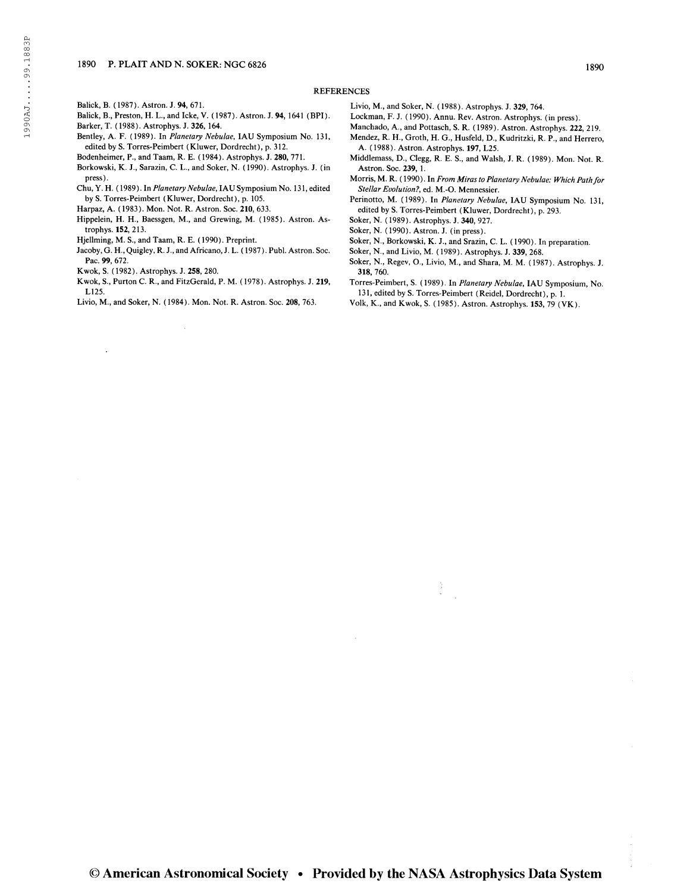## REFERENCES

Balick, B. (1987). Astron. J. **94**, 671.

Balick, B., Preston, H. L., and Icke, V. (1987). Astron. J. **94**, 1641 (BPI).

Barker, T. (1988). Astrophys. J. **326**, 164.

Bentley, A. F. (1989). In *Planetary Nebulae*, IAU Symposium No. 131, edited by S. Torres-Peimbert (Kluwer, Dordrecht), p. 312.

Bodenheimer, P., and Taam, R. E. (1984). Astrophys. J. **280**, 771.

Borkowski, K. J., Sarazin, C. L., and Soker, N. (1990). Astrophys. J. (in press).

Chu, Y. H. (1989). In *Planetary Nebulae*, IAU Symposium No. 131, edited by S. Torres-Peimbert (Kluwer, Dordrecht), p. 105.

Harpaz, A. (1983). Mon. Not. R. Astron. Soc. **210**, 633.

Hippelein, H. H., Baessgen, M., and Grewing, M. (1985). Astron. Astrophys. **152**, 213.

Hjellming, M. S., and Taam, R. E. (1990). Preprint.

Jacoby, G. H., Quigley, R. J., and Africano, J. L. (1987). Publ. Astron. Soc. Pac. **99**, 672.

Kwok, S. (1982). Astrophys. J. **258**, 280.

Kwok, S., Purton C. R., and FitzGerald, P. M. (1978). Astrophys. J. **219**, L125.

Livio, M., and Soker, N. (1984). Mon. Not. R. Astron. Soc. **208**, 763.

Livio, M., and Soker, N. (1988). Astrophys. J. **329**, 764.

Lockman, F. J. (1990). Annu. Rev. Astron. Astrophys. (in press).

Manchado, A., and Pottasch, S. R. (1989). Astron. Astrophys. **222**, 219.

Mendez, R. H., Groth, H. G., Husfeld, D., Kudritzki, R. P., and Herrero, A. (1988). Astron. Astrophys. **197**, L25.

Middlemass, D., Clegg, R. E. S., and Walsh, J. R. (1989). Mon. Not. R. Astron. Soc. **239**, 1.

Morris, M. R. (1990). In *From Miras to Planetary Nebulae: Which Path for Stellar Evolution?*, ed. M.-O. Mennessier.

Perinotto, M. (1989). In *Planetary Nebulae*, IAU Symposium No. 131, edited by S. Torres-Peimbert (Kluwer, Dordrecht), p. 293.

Soker, N. (1989). Astrophys. J. **340**, 927.

Soker, N. (1990). Astron. J. (in press).

Soker, N., Borkowski, K. J., and Srazin, C. L. (1990). In preparation.

Soker, N., and Livio, M. (1989). Astrophys. J. **339**, 268.

Soker, N., Regev, O., Livio, M., and Shara, M. M. (1987). Astrophys. J. **318**, 760.

Torres-Peimbert, S. (1989). In *Planetary Nebulae*, IAU Symposium, No. 131, edited by S. Torres-Peimbert (Reidel, Dordrecht), p. 1.

Volk, K., and Kwok, S. (1985). Astron. Astrophys. **153**, 79 (VK).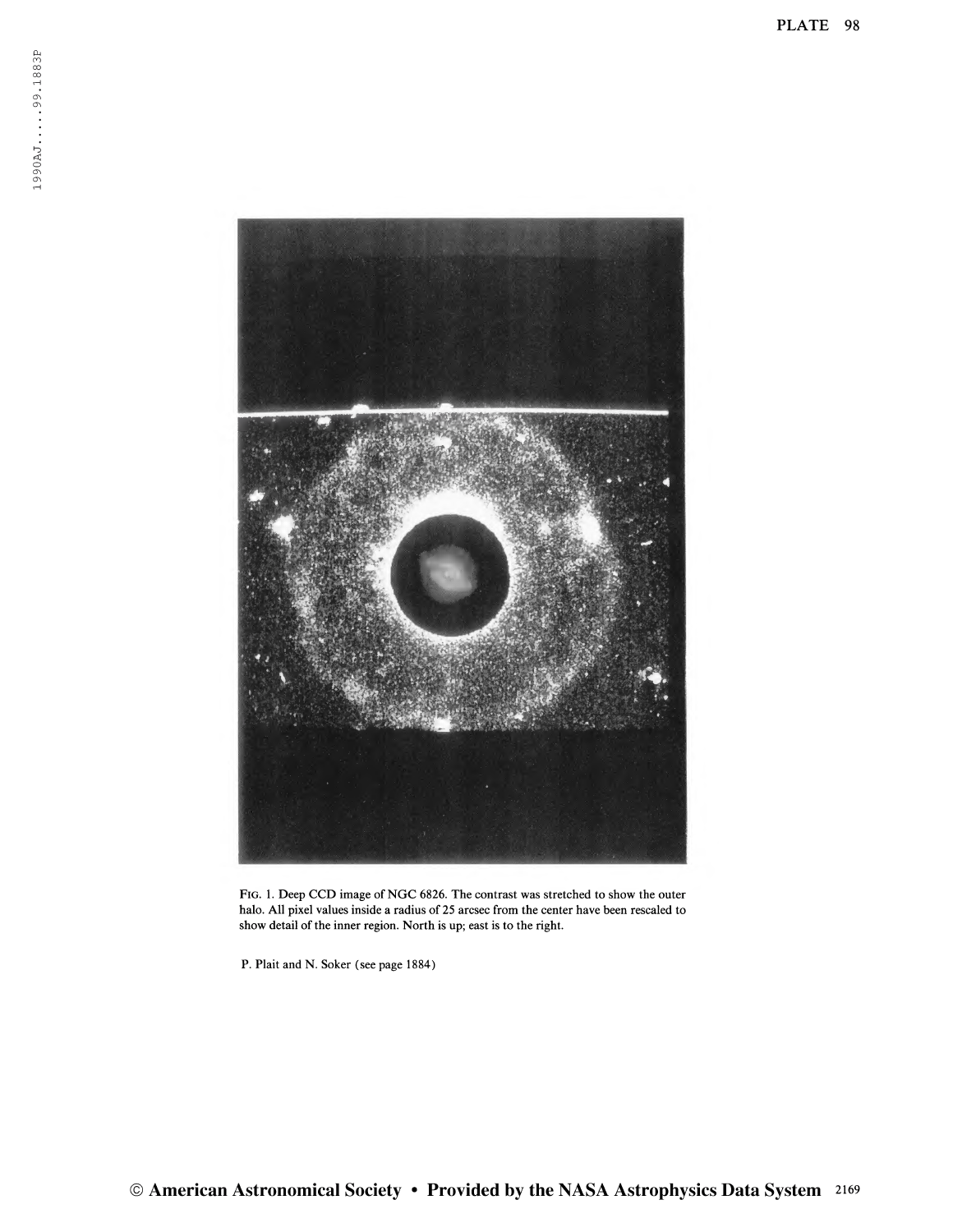FIG. 1. Deep CCD image of NGC 6826. The contrast was stretched to show the outer halo. All pixel values inside a radius of 25 arcsec from the center have been rescaled to show detail of the inner region. North is up; east is to the right.

P. Plait and N. Soker (see page 1884)